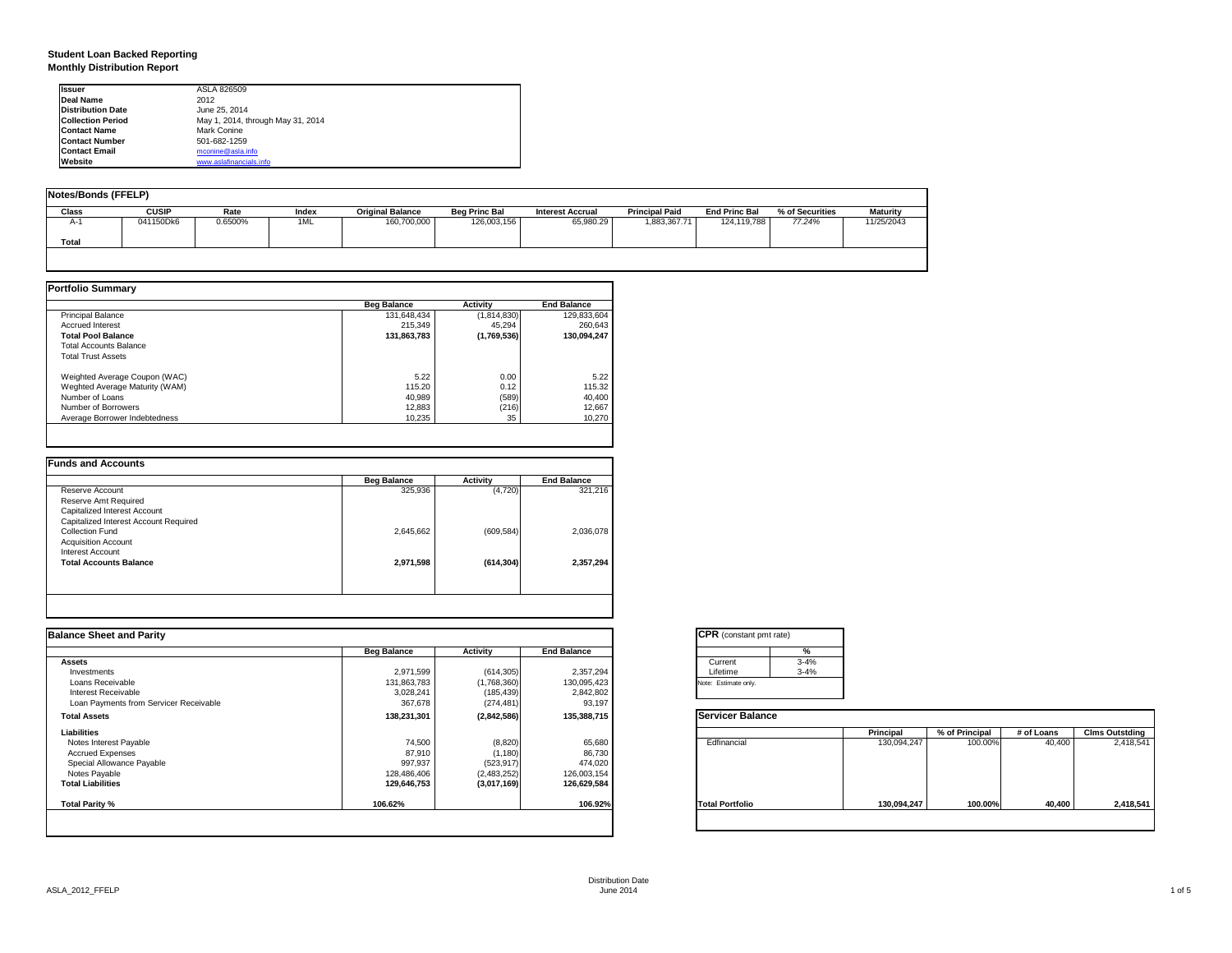# Student Loan Backed Reporting
## Monthly Distribution Report

| | |
|---|---|
| **Issuer** | ASLA 826509 |
| **Deal Name** | 2012 |
| **Distribution Date** | June 25, 2014 |
| **Collection Period** | May 1, 2014, through May 31, 2014 |
| **Contact Name** | Mark Conine |
| **Contact Number** | 501-682-1259 |
| **Contact Email** | mconine@asla.info |
| **Website** | www.aslafinancials.info |

### Notes/Bonds (FFELP)

| Class | CUSIP | Rate | Index | Original Balance | Beg Princ Bal | Interest Accrual | Principal Paid | End Princ Bal | % of Securities | Maturity |
|---|---|---|---|---|---|---|---|---|---|---|
| A-1 | 041150Dk6 | 0.6500% | 1ML | 160,700,000 | 126,003,156 | 65,980.29 | 1,883,367.71 | 124,119,788 | 77.24% | 11/25/2043 |
| **Total** | | | | | | | | | | |

### Portfolio Summary

| | Beg Balance | Activity | End Balance |
|---|---|---|---|
| Principal Balance | 131,648,434 | (1,814,830) | 129,833,604 |
| Accrued Interest | 215,349 | 45,294 | 260,643 |
| **Total Pool Balance** | **131,863,783** | **(1,769,536)** | **130,094,247** |
| Total Accounts Balance | | | |
| Total Trust Assets | | | |
| | | | |
| Weighted Average Coupon (WAC) | 5.22 | 0.00 | 5.22 |
| Weghted Average Maturity (WAM) | 115.20 | 0.12 | 115.32 |
| Number of Loans | 40,989 | (589) | 40,400 |
| Number of Borrowers | 12,883 | (216) | 12,667 |
| Average Borrower Indebtedness | 10,235 | 35 | 10,270 |

### Funds and Accounts

| | Beg Balance | Activity | End Balance |
|---|---|---|---|
| Reserve Account | 325,936 | (4,720) | 321,216 |
| Reserve Amt Required | | | |
| Capitalized Interest Account | | | |
| Capitalized Interest Account Required | | | |
| Collection Fund | 2,645,662 | (609,584) | 2,036,078 |
| Acquisition Account | | | |
| Interest Account | | | |
| **Total Accounts Balance** | **2,971,598** | **(614,304)** | **2,357,294** |

### Balance Sheet and Parity

| | Beg Balance | Activity | End Balance |
|---|---|---|---|
| **Assets** | | | |
| Investments | 2,971,599 | (614,305) | 2,357,294 |
| Loans Receivable | 131,863,783 | (1,768,360) | 130,095,423 |
| Interest Receivable | 3,028,241 | (185,439) | 2,842,802 |
| Loan Payments from Servicer Receivable | 367,678 | (274,481) | 93,197 |
| **Total Assets** | **138,231,301** | **(2,842,586)** | **135,388,715** |
| **Liabilities** | | | |
| Notes Interest Payable | 74,500 | (8,820) | 65,680 |
| Accrued Expenses | 87,910 | (1,180) | 86,730 |
| Special Allowance Payable | 997,937 | (523,917) | 474,020 |
| Notes Payable | 128,486,406 | (2,483,252) | 126,003,154 |
| **Total Liabilities** | **129,646,753** | **(3,017,169)** | **126,629,584** |
| | | | |
| **Total Parity %** | **106.62%** | | **106.92%** |

### CPR (constant pmt rate)

| | % |
|---|---|
| Current | 3-4% |
| Lifetime | 3-4% |

Note: Estimate only.

### Servicer Balance

| | Principal | % of Principal | # of Loans | Clms Outstding |
|---|---|---|---|---|
| Edfinancial | 130,094,247 | 100.00% | 40,400 | 2,418,541 |
| **Total Portfolio** | **130,094,247** | **100.00%** | **40,400** | **2,418,541** |

Distribution Date
June 2014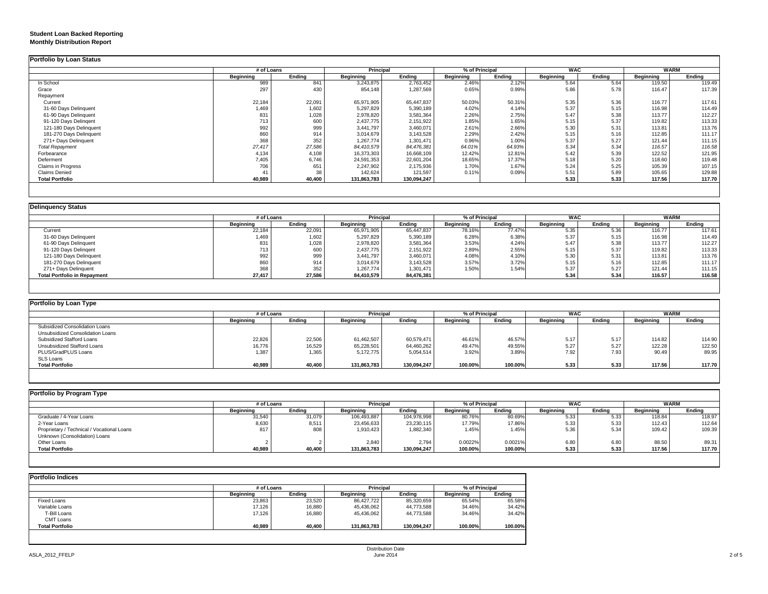**Student Loan Backed Reporting**
**Monthly Distribution Report**

**Portfolio by Loan Status**

| | # of Loans | | Principal | | % of Principal | | WAC | | WARM | |
|---|---|---|---|---|---|---|---|---|---|---|
| | Beginning | Ending | Beginning | Ending | Beginning | Ending | Beginning | Ending | Beginning | Ending |
| In School | 989 | 841 | 3,243,875 | 2,763,452 | 2.46% | 2.12% | 5.64 | 5.64 | 119.50 | 119.49 |
| Grace | 297 | 430 | 854,148 | 1,287,569 | 0.65% | 0.99% | 5.86 | 5.78 | 116.47 | 117.39 |
| Repayment | | | | | | | | | | |
| Current | 22,184 | 22,091 | 65,971,905 | 65,447,837 | 50.03% | 50.31% | 5.35 | 5.36 | 116.77 | 117.61 |
| 31-60 Days Delinquent | 1,469 | 1,602 | 5,297,829 | 5,390,189 | 4.02% | 4.14% | 5.37 | 5.15 | 116.98 | 114.49 |
| 61-90 Days Delinquent | 831 | 1,028 | 2,978,820 | 3,581,364 | 2.26% | 2.75% | 5.47 | 5.38 | 113.77 | 112.27 |
| 91-120 Days Delingent | 713 | 600 | 2,437,775 | 2,151,922 | 1.85% | 1.65% | 5.15 | 5.37 | 119.82 | 113.33 |
| 121-180 Days Delinquent | 992 | 999 | 3,441,797 | 3,460,071 | 2.61% | 2.66% | 5.30 | 5.31 | 113.81 | 113.76 |
| 181-270 Days Delinquent | 860 | 914 | 3,014,679 | 3,143,528 | 2.29% | 2.42% | 5.15 | 5.16 | 112.85 | 111.17 |
| 271+ Days Delinquent | 368 | 352 | 1,267,774 | 1,301,471 | 0.96% | 1.00% | 5.37 | 5.27 | 121.44 | 111.15 |
| *Total Repayment* | *27,417* | *27,586* | *84,410,579* | *84,476,381* | *64.01%* | *64.93%* | *5.34* | *5.34* | *116.57* | *116.58* |
| Forbearance | 4,134 | 4,108 | 16,373,303 | 16,668,109 | 12.42% | 12.81% | 5.42 | 5.39 | 122.52 | 121.95 |
| Deferment | 7,405 | 6,746 | 24,591,353 | 22,601,204 | 18.65% | 17.37% | 5.18 | 5.20 | 118.60 | 119.48 |
| Claims in Progress | 706 | 651 | 2,247,902 | 2,175,936 | 1.70% | 1.67% | 5.24 | 5.25 | 105.39 | 107.15 |
| Claims Denied | 41 | 38 | 142,624 | 121,597 | 0.11% | 0.09% | 5.51 | 5.89 | 105.65 | 129.88 |
| **Total Portfolio** | **40,989** | **40,400** | **131,863,783** | **130,094,247** | | | **5.33** | **5.33** | **117.56** | **117.70** |

**Delinquency Status**

| | # of Loans | | Principal | | % of Principal | | WAC | | WARM | |
|---|---|---|---|---|---|---|---|---|---|---|
| | Beginning | Ending | Beginning | Ending | Beginning | Ending | Beginning | Ending | Beginning | Ending |
| Current | 22,184 | 22,091 | 65,971,905 | 65,447,837 | 78.16% | 77.47% | 5.35 | 5.36 | 116.77 | 117.61 |
| 31-60 Days Delinquent | 1,469 | 1,602 | 5,297,829 | 5,390,189 | 6.28% | 6.38% | 5.37 | 5.15 | 116.98 | 114.49 |
| 61-90 Days Delinquent | 831 | 1,028 | 2,978,820 | 3,581,364 | 3.53% | 4.24% | 5.47 | 5.38 | 113.77 | 112.27 |
| 91-120 Days Delinqent | 713 | 600 | 2,437,775 | 2,151,922 | 2.89% | 2.55% | 5.15 | 5.37 | 119.82 | 113.33 |
| 121-180 Days Delinquent | 992 | 999 | 3,441,797 | 3,460,071 | 4.08% | 4.10% | 5.30 | 5.31 | 113.81 | 113.76 |
| 181-270 Days Delinquent | 860 | 914 | 3,014,679 | 3,143,528 | 3.57% | 3.72% | 5.15 | 5.16 | 112.85 | 111.17 |
| 271+ Days Delinquent | 368 | 352 | 1,267,774 | 1,301,471 | 1.50% | 1.54% | 5.37 | 5.27 | 121.44 | 111.15 |
| **Total Portfolio in Repayment** | **27,417** | **27,586** | **84,410,579** | **84,476,381** | | | **5.34** | **5.34** | **116.57** | **116.58** |

**Portfolio by Loan Type**

| | # of Loans | | Principal | | % of Principal | | WAC | | WARM | |
|---|---|---|---|---|---|---|---|---|---|---|
| | Beginning | Ending | Beginning | Ending | Beginning | Ending | Beginning | Ending | Beginning | Ending |
| Subsidized Consolidation Loans | | | | | | | | | | |
| Unsubsidized Consolidation Loans | | | | | | | | | | |
| Subsidized Stafford Loans | 22,826 | 22,506 | 61,462,507 | 60,579,471 | 46.61% | 46.57% | 5.17 | 5.17 | 114.82 | 114.90 |
| Unsubsidized Stafford Loans | 16,776 | 16,529 | 65,228,501 | 64,460,262 | 49.47% | 49.55% | 5.27 | 5.27 | 122.28 | 122.50 |
| PLUS/GradPLUS Loans | 1,387 | 1,365 | 5,172,775 | 5,054,514 | 3.92% | 3.89% | 7.92 | 7.93 | 90.49 | 89.95 |
| SLS Loans | | | | | | | | | | |
| **Total Portfolio** | **40,989** | **40,400** | **131,863,783** | **130,094,247** | **100.00%** | **100.00%** | **5.33** | **5.33** | **117.56** | **117.70** |

**Portfolio by Program Type**

| | # of Loans | | Principal | | % of Principal | | WAC | | WARM | |
|---|---|---|---|---|---|---|---|---|---|---|
| | Beginning | Ending | Beginning | Ending | Beginning | Ending | Beginning | Ending | Beginning | Ending |
| Graduate / 4-Year Loans | 31,540 | 31,079 | 106,493,887 | 104,978,998 | 80.76% | 80.69% | 5.33 | 5.33 | 118.84 | 118.97 |
| 2-Year Loans | 8,630 | 8,511 | 23,456,633 | 23,230,115 | 17.79% | 17.86% | 5.33 | 5.33 | 112.43 | 112.64 |
| Proprietary / Technical / Vocational Loans | 817 | 808 | 1,910,423 | 1,882,340 | 1.45% | 1.45% | 5.36 | 5.34 | 109.42 | 109.39 |
| Unknown (Consolidation) Loans | | | | | | | | | | |
| Other Loans | 2 | 2 | 2,840 | 2,794 | 0.0022% | 0.0021% | 6.80 | 6.80 | 88.50 | 89.31 |
| **Total Portfolio** | **40,989** | **40,400** | **131,863,783** | **130,094,247** | **100.00%** | **100.00%** | **5.33** | **5.33** | **117.56** | **117.70** |

**Portfolio Indices**

| | # of Loans | | Principal | | % of Principal | |
|---|---|---|---|---|---|---|
| | Beginning | Ending | Beginning | Ending | Beginning | Ending |
| Fixed Loans | 23,863 | 23,520 | 86,427,722 | 85,320,659 | 65.54% | 65.58% |
| Variable Loans | 17,126 | 16,880 | 45,436,062 | 44,773,588 | 34.46% | 34.42% |
| T-Bill Loans | 17,126 | 16,880 | 45,436,062 | 44,773,588 | 34.46% | 34.42% |
| CMT Loans | | | | | | |
| **Total Portfolio** | **40,989** | **40,400** | **131,863,783** | **130,094,247** | **100.00%** | **100.00%** |

ASLA_2012_FFELP

Distribution Date
June 2014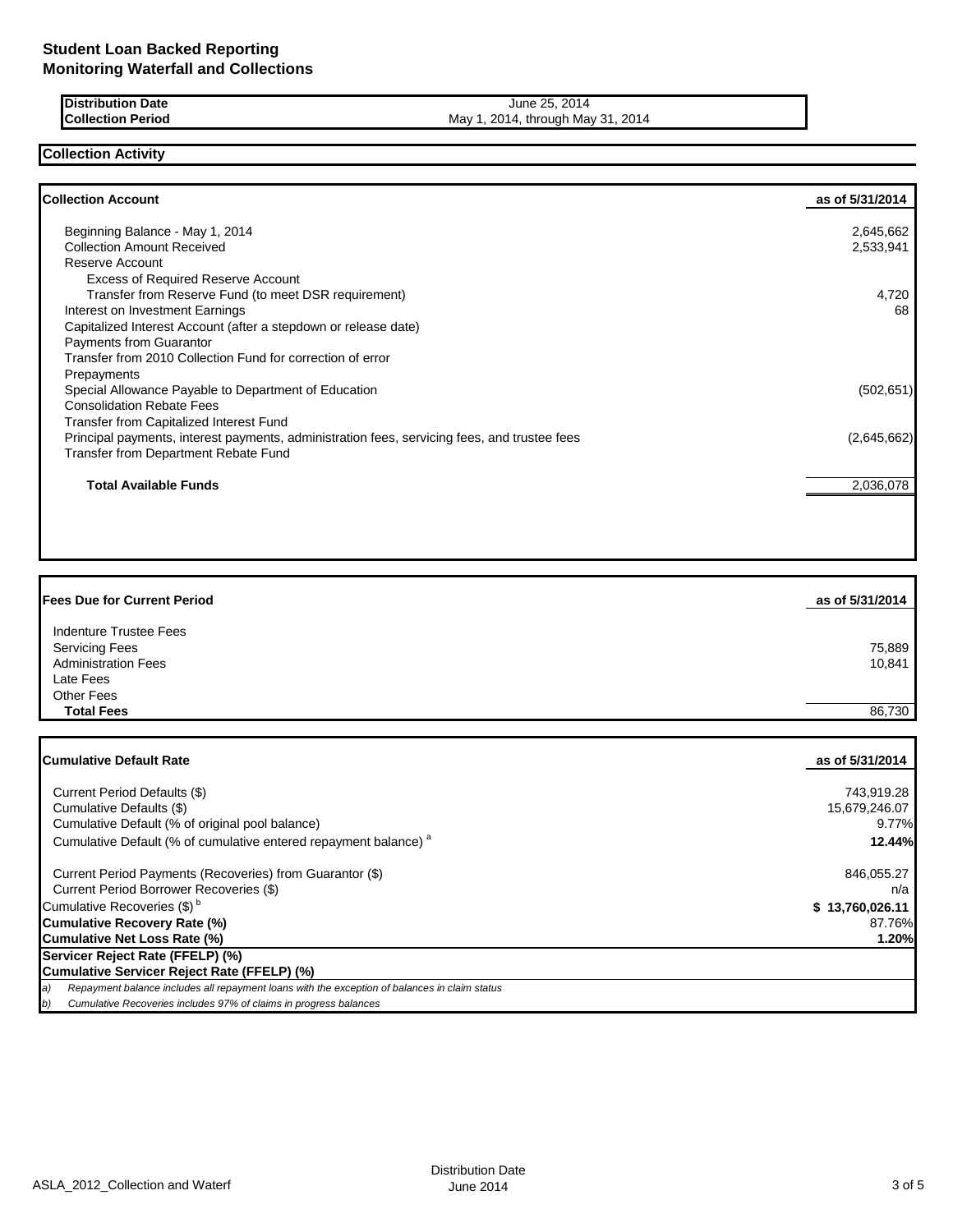# Student Loan Backed Reporting
## Monitoring Waterfall and Collections

| | |
|---|---|
| **Distribution Date** | June 25, 2014 |
| **Collection Period** | May 1, 2014, through May 31, 2014 |

## Collection Activity

| **Collection Account** | **as of 5/31/2014** |
|---|---|
| Beginning Balance - May 1, 2014 | 2,645,662 |
| Collection Amount Received | 2,533,941 |
| Reserve Account | |
| Excess of Required Reserve Account | |
| Transfer from Reserve Fund (to meet DSR requirement) | 4,720 |
| Interest on Investment Earnings | 68 |
| Capitalized Interest Account (after a stepdown or release date) | |
| Payments from Guarantor | |
| Transfer from 2010 Collection Fund for correction of error | |
| Prepayments | |
| Special Allowance Payable to Department of Education | (502,651) |
| Consolidation Rebate Fees | |
| Transfer from Capitalized Interest Fund | |
| Principal payments, interest payments, administration fees, servicing fees, and trustee fees | (2,645,662) |
| Transfer from Department Rebate Fund | |
| **Total Available Funds** | 2,036,078 |

| **Fees Due for Current Period** | **as of 5/31/2014** |
|---|---|
| Indenture Trustee Fees | |
| Servicing Fees | 75,889 |
| Administration Fees | 10,841 |
| Late Fees | |
| Other Fees | |
| **Total Fees** | 86,730 |

| **Cumulative Default Rate** | **as of 5/31/2014** |
|---|---|
| Current Period Defaults ($) | 743,919.28 |
| Cumulative Defaults ($) | 15,679,246.07 |
| Cumulative Default (% of original pool balance) | 9.77% |
| Cumulative Default (% of cumulative entered repayment balance) [a] | **12.44%** |
| Current Period Payments (Recoveries) from Guarantor ($) | 846,055.27 |
| Current Period Borrower Recoveries ($) | n/a |
| Cumulative Recoveries ($) [b] | **$ 13,760,026.11** |
| **Cumulative Recovery Rate (%)** | 87.76% |
| **Cumulative Net Loss Rate (%)** | **1.20%** |
| **Servicer Reject Rate (FFELP) (%)** | |
| **Cumulative Servicer Reject Rate (FFELP) (%)** | |

*a) Repayment balance includes all repayment loans with the exception of balances in claim status*

*b) Cumulative Recoveries includes 97% of claims in progress balances*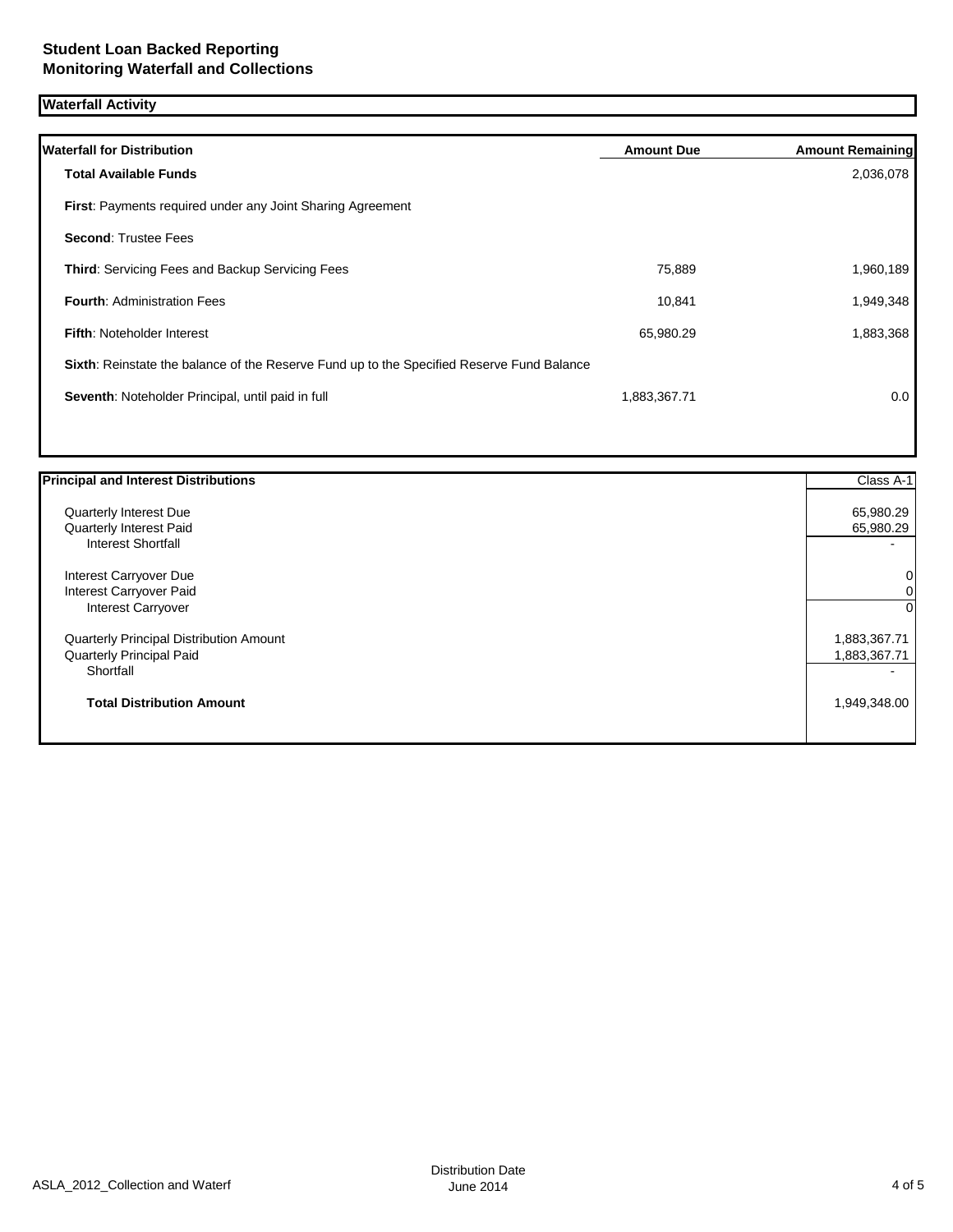# Student Loan Backed Reporting
## Monitoring Waterfall and Collections

### Waterfall Activity

| Waterfall for Distribution | Amount Due | Amount Remaining |
|---|---|---|
| **Total Available Funds** | | 2,036,078 |
| **First**: Payments required under any Joint Sharing Agreement | | |
| **Second**: Trustee Fees | | |
| **Third**: Servicing Fees and Backup Servicing Fees | 75,889 | 1,960,189 |
| **Fourth**: Administration Fees | 10,841 | 1,949,348 |
| **Fifth**: Noteholder Interest | 65,980.29 | 1,883,368 |
| **Sixth**: Reinstate the balance of the Reserve Fund up to the Specified Reserve Fund Balance | | |
| **Seventh**: Noteholder Principal, until paid in full | 1,883,367.71 | 0.0 |

| Principal and Interest Distributions | Class A-1 |
|---|---|
| Quarterly Interest Due | 65,980.29 |
| Quarterly Interest Paid | 65,980.29 |
| Interest Shortfall | - |
| Interest Carryover Due | 0 |
| Interest Carryover Paid | 0 |
| Interest Carryover | 0 |
| Quarterly Principal Distribution Amount | 1,883,367.71 |
| Quarterly Principal Paid | 1,883,367.71 |
| Shortfall | - |
| **Total Distribution Amount** | 1,949,348.00 |

ASLA_2012_Collection and Waterf

Distribution Date
June 2014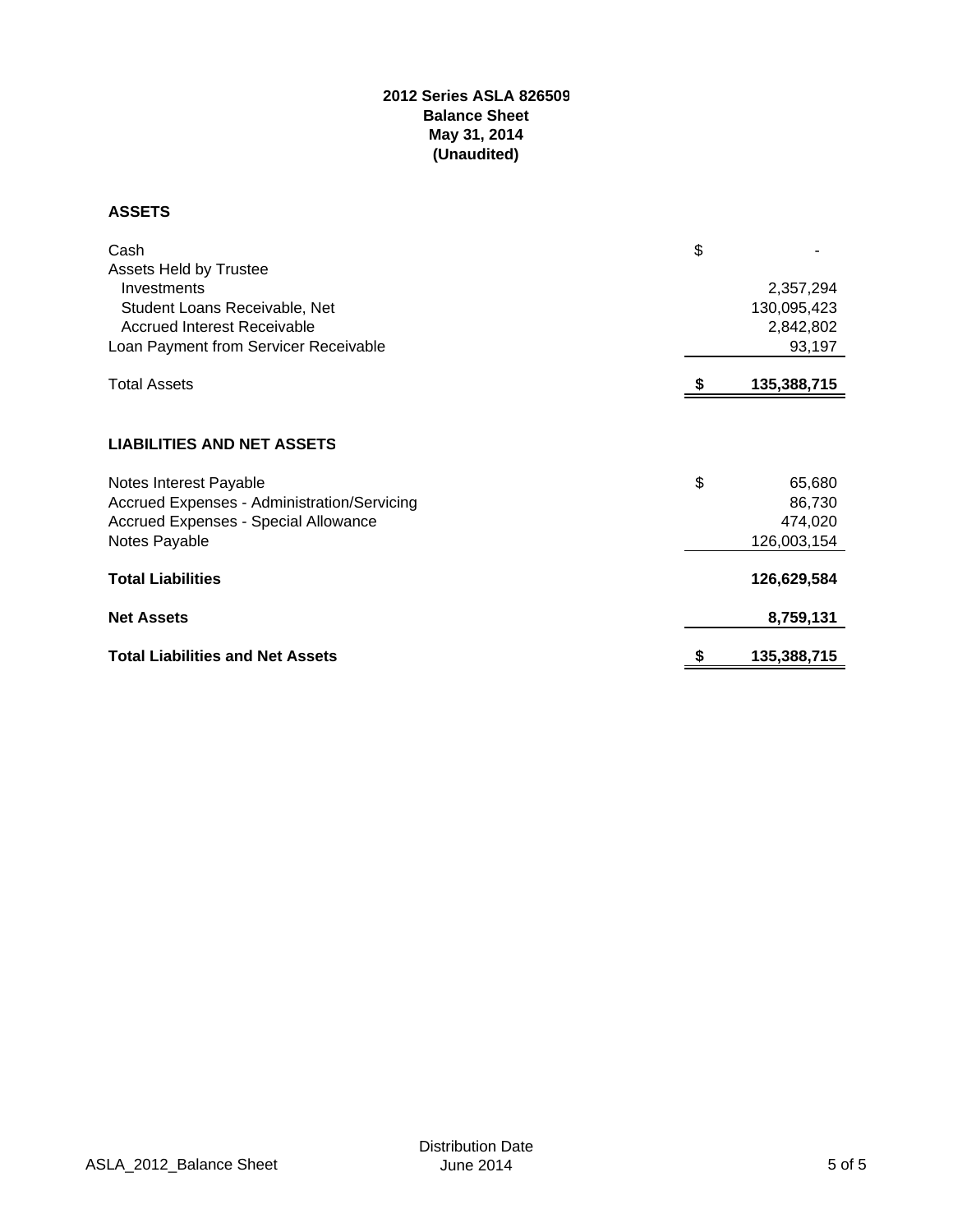# 2012 Series ASLA 826509
## Balance Sheet
## May 31, 2014
## (Unaudited)

### ASSETS

| | | |
|---|---|---|
| Cash | $ | - |
| Assets Held by Trustee | | |
| Investments | | 2,357,294 |
| Student Loans Receivable, Net | | 130,095,423 |
| Accrued Interest Receivable | | 2,842,802 |
| Loan Payment from Servicer Receivable | | 93,197 |
| Total Assets | **$** | **135,388,715** |

### LIABILITIES AND NET ASSETS

| | | |
|---|---|---|
| Notes Interest Payable | $ | 65,680 |
| Accrued Expenses - Administration/Servicing | | 86,730 |
| Accrued Expenses - Special Allowance | | 474,020 |
| Notes Payable | | 126,003,154 |
| **Total Liabilities** | | **126,629,584** |
| **Net Assets** | | **8,759,131** |
| **Total Liabilities and Net Assets** | **$** | **135,388,715** |

ASLA_2012_Balance Sheet

Distribution Date
June 2014